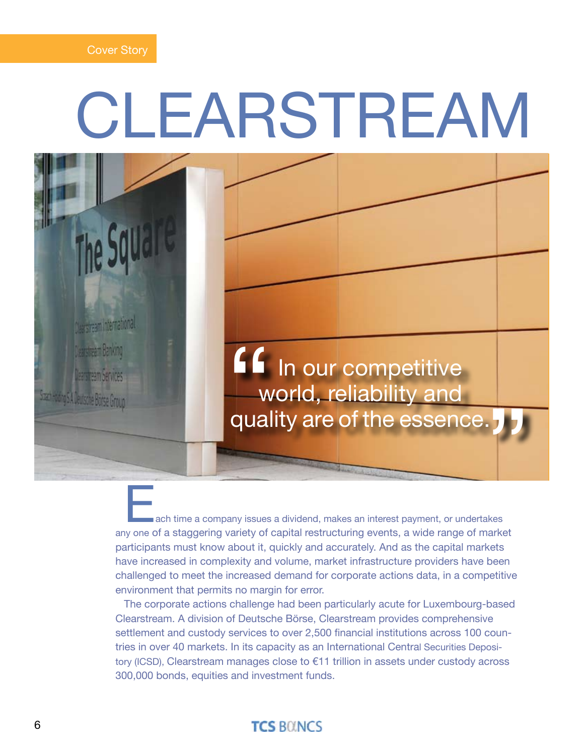Cover Story

# CLEARSTREAM

> "In our competitive world, reliability and quality are of the essence."

Each time a company issues a dividend, makes an interest payment, or undertakes any one of a staggering variety of capital restructuring events, a wide range of market participants must know about it, quickly and accurately. And as the capital markets have increased in complexity and volume, market infrastructure providers have been challenged to meet the increased demand for corporate actions data, in a competitive environment that permits no margin for error.

The corporate actions challenge had been particularly acute for Luxembourg-based Clearstream. A division of Deutsche Börse, Clearstream provides comprehensive settlement and custody services to over 2,500 financial institutions across 100 countries in over 40 markets. In its capacity as an International Central Securities Depository (ICSD), Clearstream manages close to €11 trillion in assets under custody across 300,000 bonds, equities and investment funds.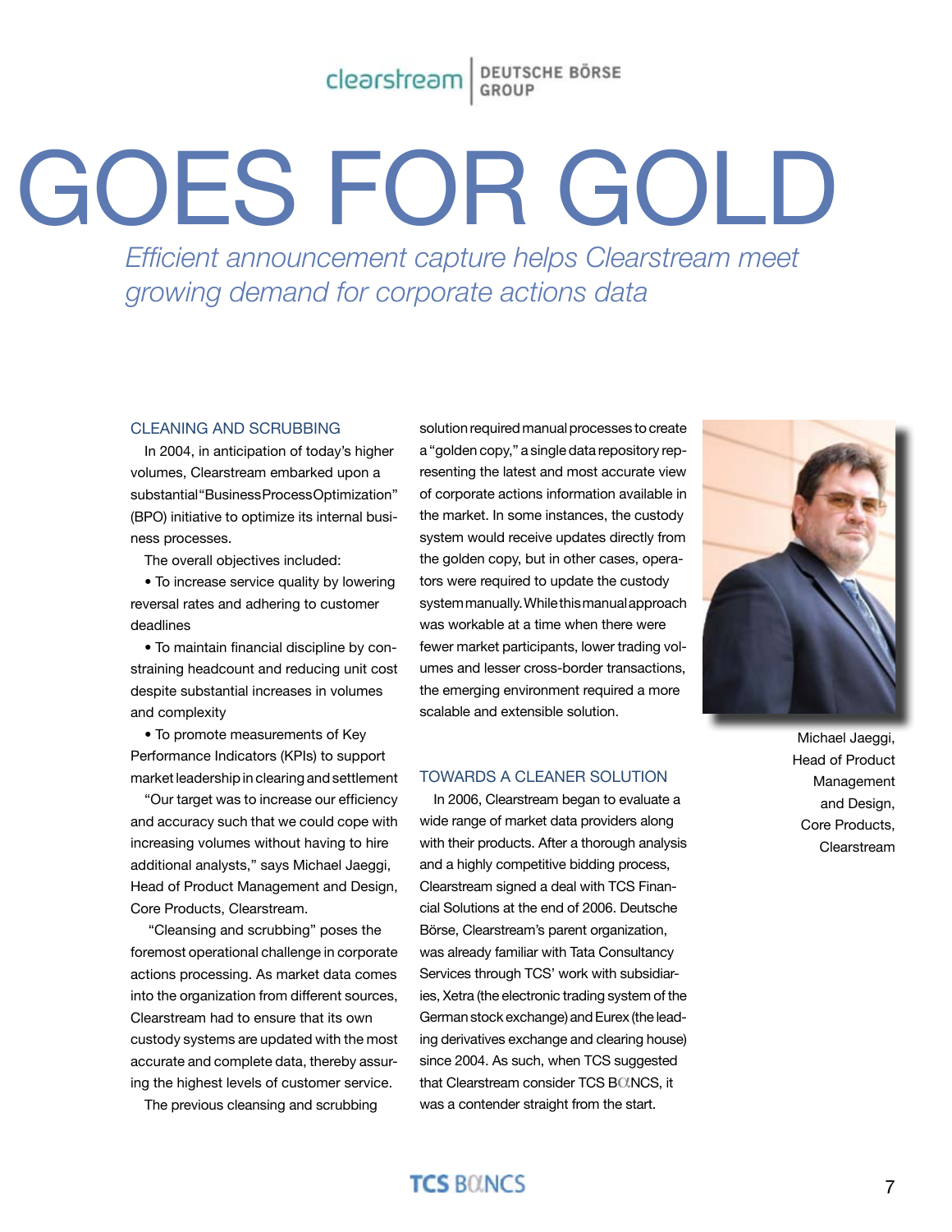clearstream | DEUTSCHE BÖRSE GROUP

# GOES FOR GOLD

*Efficient announcement capture helps Clearstream meet growing demand for corporate actions data*

## CLEANING AND SCRUBBING

In 2004, in anticipation of today's higher volumes, Clearstream embarked upon a substantial "Business Process Optimization" (BPO) initiative to optimize its internal business processes.

The overall objectives included:

- To increase service quality by lowering reversal rates and adhering to customer deadlines
- To maintain financial discipline by constraining headcount and reducing unit cost despite substantial increases in volumes and complexity
- To promote measurements of Key Performance Indicators (KPIs) to support market leadership in clearing and settlement

"Our target was to increase our efficiency and accuracy such that we could cope with increasing volumes without having to hire additional analysts," says Michael Jaeggi, Head of Product Management and Design, Core Products, Clearstream.

"Cleansing and scrubbing" poses the foremost operational challenge in corporate actions processing. As market data comes into the organization from different sources, Clearstream had to ensure that its own custody systems are updated with the most accurate and complete data, thereby assuring the highest levels of customer service.

The previous cleansing and scrubbing solution required manual processes to create a "golden copy," a single data repository representing the latest and most accurate view of corporate actions information available in the market. In some instances, the custody system would receive updates directly from the golden copy, but in other cases, operators were required to update the custody system manually. While this manual approach was workable at a time when there were fewer market participants, lower trading volumes and lesser cross-border transactions, the emerging environment required a more scalable and extensible solution.

## TOWARDS A CLEANER SOLUTION

In 2006, Clearstream began to evaluate a wide range of market data providers along with their products. After a thorough analysis and a highly competitive bidding process, Clearstream signed a deal with TCS Financial Solutions at the end of 2006. Deutsche Börse, Clearstream's parent organization, was already familiar with Tata Consultancy Services through TCS' work with subsidiaries, Xetra (the electronic trading system of the German stock exchange) and Eurex (the leading derivatives exchange and clearing house) since 2004. As such, when TCS suggested that Clearstream consider TCS BαNCS, it was a contender straight from the start.

Michael Jaeggi, Head of Product Management and Design, Core Products, Clearstream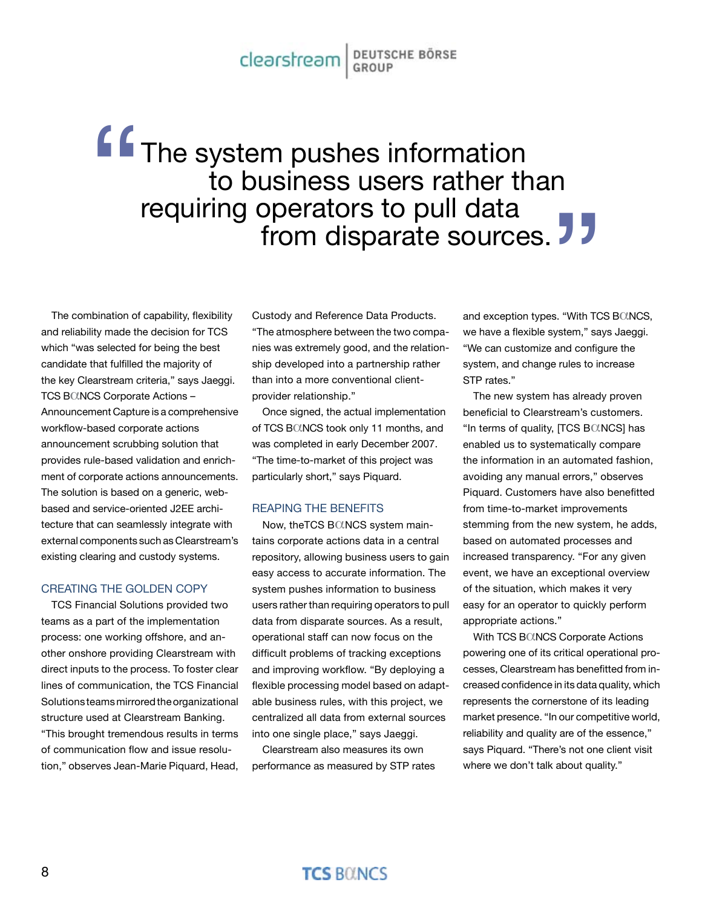> "The system pushes information to business users rather than requiring operators to pull data from disparate sources."

The combination of capability, flexibility and reliability made the decision for TCS which "was selected for being the best candidate that fulfilled the majority of the key Clearstream criteria," says Jaeggi. TCS BαNCS Corporate Actions – Announcement Capture is a comprehensive workflow-based corporate actions announcement scrubbing solution that provides rule-based validation and enrichment of corporate actions announcements. The solution is based on a generic, web-based and service-oriented J2EE architecture that can seamlessly integrate with external components such as Clearstream's existing clearing and custody systems.

## CREATING THE GOLDEN COPY

TCS Financial Solutions provided two teams as a part of the implementation process: one working offshore, and another onshore providing Clearstream with direct inputs to the process. To foster clear lines of communication, the TCS Financial Solutions teams mirrored the organizational structure used at Clearstream Banking. "This brought tremendous results in terms of communication flow and issue resolution," observes Jean-Marie Piquard, Head, Custody and Reference Data Products. "The atmosphere between the two companies was extremely good, and the relationship developed into a partnership rather than into a more conventional client-provider relationship."

Once signed, the actual implementation of TCS BαNCS took only 11 months, and was completed in early December 2007. "The time-to-market of this project was particularly short," says Piquard.

## REAPING THE BENEFITS

Now, theTCS BαNCS system maintains corporate actions data in a central repository, allowing business users to gain easy access to accurate information. The system pushes information to business users rather than requiring operators to pull data from disparate sources. As a result, operational staff can now focus on the difficult problems of tracking exceptions and improving workflow. "By deploying a flexible processing model based on adaptable business rules, with this project, we centralized all data from external sources into one single place," says Jaeggi.

Clearstream also measures its own performance as measured by STP rates and exception types. "With TCS BαNCS, we have a flexible system," says Jaeggi. "We can customize and configure the system, and change rules to increase STP rates."

The new system has already proven beneficial to Clearstream's customers. "In terms of quality, [TCS BαNCS] has enabled us to systematically compare the information in an automated fashion, avoiding any manual errors," observes Piquard. Customers have also benefitted from time-to-market improvements stemming from the new system, he adds, based on automated processes and increased transparency. "For any given event, we have an exceptional overview of the situation, which makes it very easy for an operator to quickly perform appropriate actions."

With TCS BαNCS Corporate Actions powering one of its critical operational processes, Clearstream has benefitted from increased confidence in its data quality, which represents the cornerstone of its leading market presence. "In our competitive world, reliability and quality are of the essence," says Piquard. "There's not one client visit where we don't talk about quality."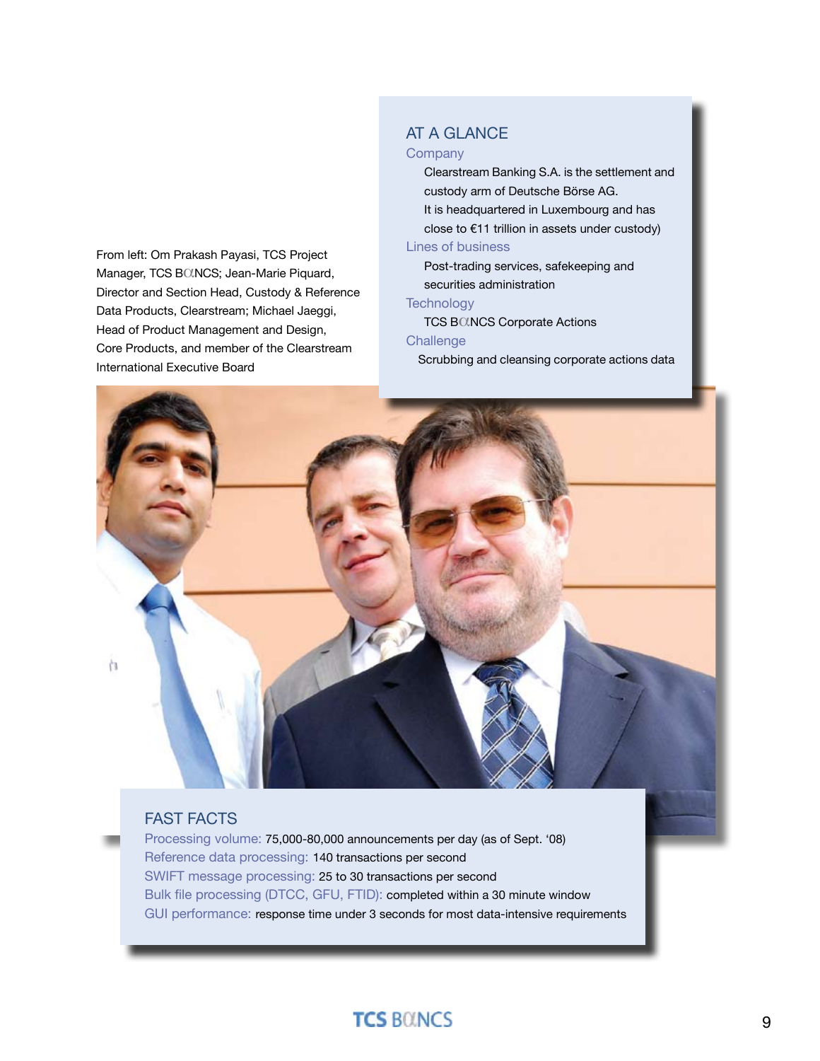From left: Om Prakash Payasi, TCS Project Manager, TCS BαNCS; Jean-Marie Piquard, Director and Section Head, Custody & Reference Data Products, Clearstream; Michael Jaeggi, Head of Product Management and Design, Core Products, and member of the Clearstream International Executive Board

## AT A GLANCE

### Company

Clearstream Banking S.A. is the settlement and custody arm of Deutsche Börse AG.

It is headquartered in Luxembourg and has close to €11 trillion in assets under custody)

### Lines of business

Post-trading services, safekeeping and securities administration

### Technology

TCS BαNCS Corporate Actions

### Challenge

Scrubbing and cleansing corporate actions data

## FAST FACTS

Processing volume: 75,000-80,000 announcements per day (as of Sept. '08)

Reference data processing: 140 transactions per second

SWIFT message processing: 25 to 30 transactions per second

Bulk file processing (DTCC, GFU, FTID): completed within a 30 minute window

GUI performance: response time under 3 seconds for most data-intensive requirements